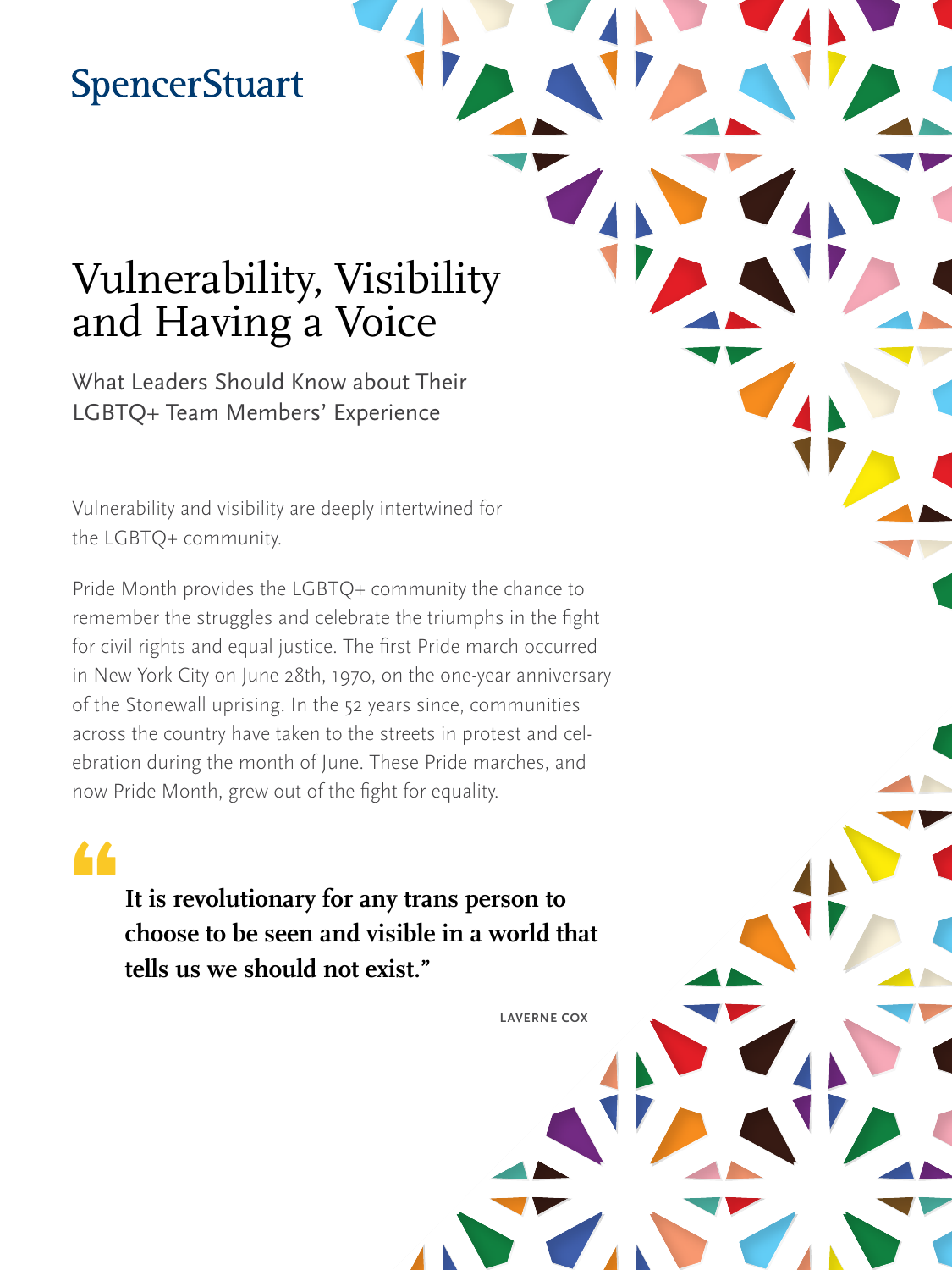SpencerStuart

# Vulnerability, Visibility and Having a Voice

## What Leaders Should Know about Their LGBTQ+ Team Members' Experience

Vulnerability and visibility are deeply intertwined for the LGBTQ+ community.

Pride Month provides the LGBTQ+ community the chance to remember the struggles and celebrate the triumphs in the fight for civil rights and equal justice. The first Pride march occurred in New York City on June 28th, 1970, on the one-year anniversary of the Stonewall uprising. In the 52 years since, communities across the country have taken to the streets in protest and celebration during the month of June. These Pride marches, and now Pride Month, grew out of the fight for equality.

> **"It is revolutionary for any trans person to choose to be seen and visible in a world that tells us we should not exist."**
>
> LAVERNE COX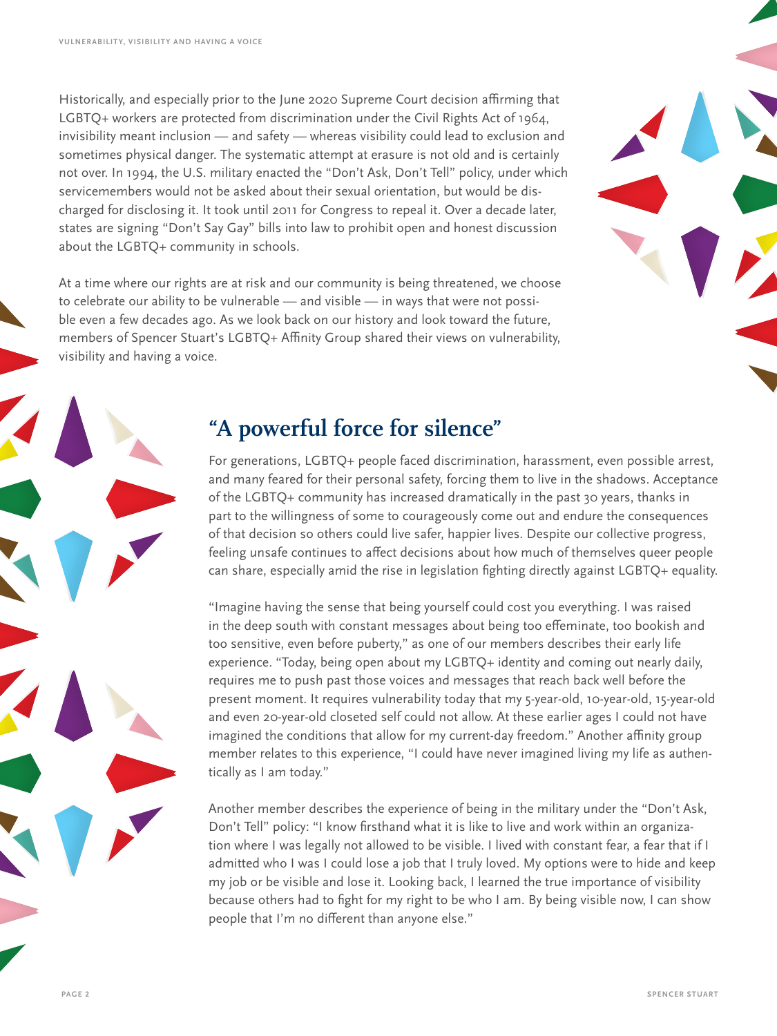Historically, and especially prior to the June 2020 Supreme Court decision affirming that LGBTQ+ workers are protected from discrimination under the Civil Rights Act of 1964, invisibility meant inclusion — and safety — whereas visibility could lead to exclusion and sometimes physical danger. The systematic attempt at erasure is not old and is certainly not over. In 1994, the U.S. military enacted the "Don't Ask, Don't Tell" policy, under which servicemembers would not be asked about their sexual orientation, but would be discharged for disclosing it. It took until 2011 for Congress to repeal it. Over a decade later, states are signing "Don't Say Gay" bills into law to prohibit open and honest discussion about the LGBTQ+ community in schools.

At a time where our rights are at risk and our community is being threatened, we choose to celebrate our ability to be vulnerable — and visible — in ways that were not possible even a few decades ago. As we look back on our history and look toward the future, members of Spencer Stuart's LGBTQ+ Affinity Group shared their views on vulnerability, visibility and having a voice.

## "A powerful force for silence"

For generations, LGBTQ+ people faced discrimination, harassment, even possible arrest, and many feared for their personal safety, forcing them to live in the shadows. Acceptance of the LGBTQ+ community has increased dramatically in the past 30 years, thanks in part to the willingness of some to courageously come out and endure the consequences of that decision so others could live safer, happier lives. Despite our collective progress, feeling unsafe continues to affect decisions about how much of themselves queer people can share, especially amid the rise in legislation fighting directly against LGBTQ+ equality.

"Imagine having the sense that being yourself could cost you everything. I was raised in the deep south with constant messages about being too effeminate, too bookish and too sensitive, even before puberty," as one of our members describes their early life experience. "Today, being open about my LGBTQ+ identity and coming out nearly daily, requires me to push past those voices and messages that reach back well before the present moment. It requires vulnerability today that my 5-year-old, 10-year-old, 15-year-old and even 20-year-old closeted self could not allow. At these earlier ages I could not have imagined the conditions that allow for my current-day freedom." Another affinity group member relates to this experience, "I could have never imagined living my life as authentically as I am today."

Another member describes the experience of being in the military under the "Don't Ask, Don't Tell" policy: "I know firsthand what it is like to live and work within an organization where I was legally not allowed to be visible. I lived with constant fear, a fear that if I admitted who I was I could lose a job that I truly loved. My options were to hide and keep my job or be visible and lose it. Looking back, I learned the true importance of visibility because others had to fight for my right to be who I am. By being visible now, I can show people that I'm no different than anyone else."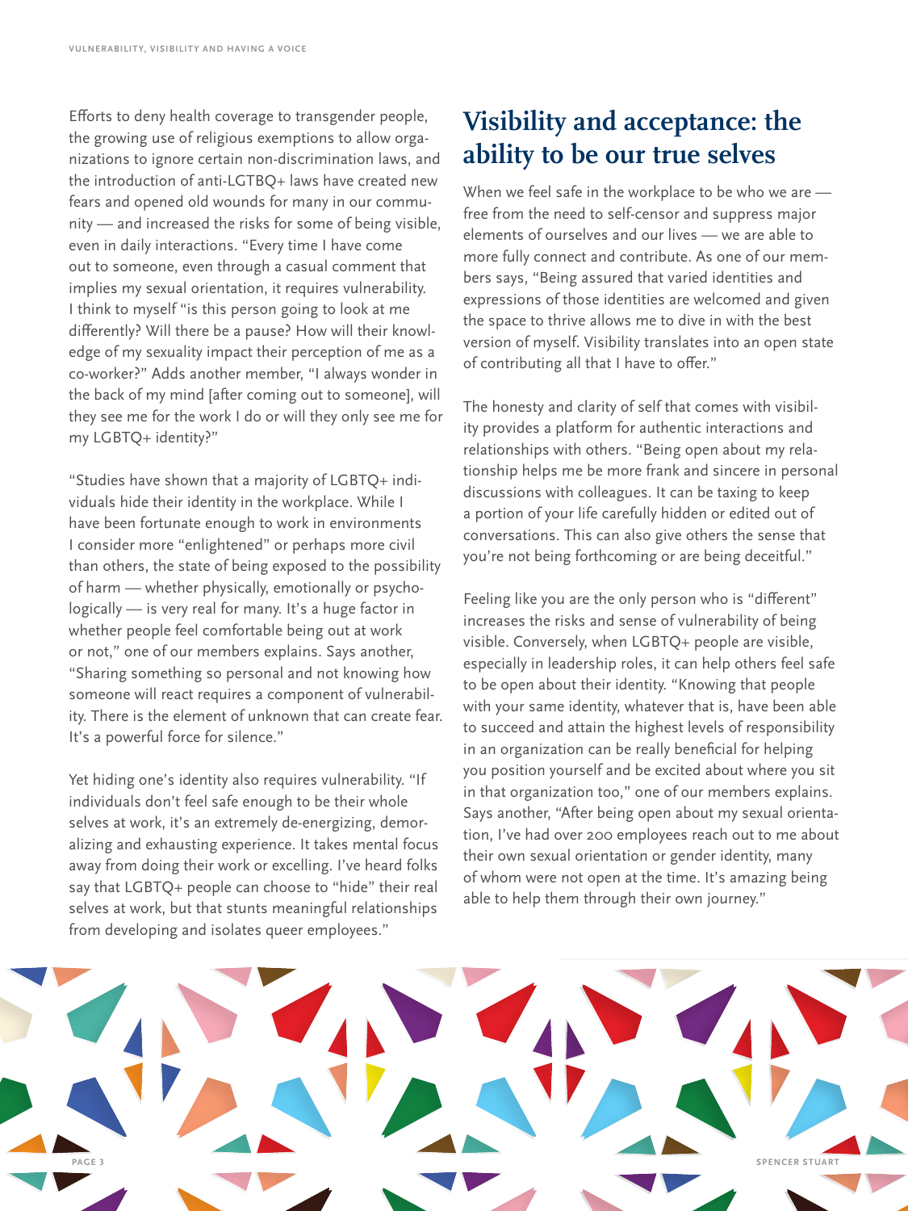Efforts to deny health coverage to transgender people, the growing use of religious exemptions to allow organizations to ignore certain non-discrimination laws, and the introduction of anti-LGTBQ+ laws have created new fears and opened old wounds for many in our community — and increased the risks for some of being visible, even in daily interactions. "Every time I have come out to someone, even through a casual comment that implies my sexual orientation, it requires vulnerability. I think to myself "is this person going to look at me differently? Will there be a pause? How will their knowledge of my sexuality impact their perception of me as a co-worker?" Adds another member, "I always wonder in the back of my mind [after coming out to someone], will they see me for the work I do or will they only see me for my LGBTQ+ identity?"

"Studies have shown that a majority of LGBTQ+ individuals hide their identity in the workplace. While I have been fortunate enough to work in environments I consider more "enlightened" or perhaps more civil than others, the state of being exposed to the possibility of harm — whether physically, emotionally or psychologically — is very real for many. It's a huge factor in whether people feel comfortable being out at work or not," one of our members explains. Says another, "Sharing something so personal and not knowing how someone will react requires a component of vulnerability. There is the element of unknown that can create fear. It's a powerful force for silence."

Yet hiding one's identity also requires vulnerability. "If individuals don't feel safe enough to be their whole selves at work, it's an extremely de-energizing, demoralizing and exhausting experience. It takes mental focus away from doing their work or excelling. I've heard folks say that LGBTQ+ people can choose to "hide" their real selves at work, but that stunts meaningful relationships from developing and isolates queer employees."

## Visibility and acceptance: the ability to be our true selves

When we feel safe in the workplace to be who we are — free from the need to self-censor and suppress major elements of ourselves and our lives — we are able to more fully connect and contribute. As one of our members says, "Being assured that varied identities and expressions of those identities are welcomed and given the space to thrive allows me to dive in with the best version of myself. Visibility translates into an open state of contributing all that I have to offer."

The honesty and clarity of self that comes with visibility provides a platform for authentic interactions and relationships with others. "Being open about my relationship helps me be more frank and sincere in personal discussions with colleagues. It can be taxing to keep a portion of your life carefully hidden or edited out of conversations. This can also give others the sense that you're not being forthcoming or are being deceitful."

Feeling like you are the only person who is "different" increases the risks and sense of vulnerability of being visible. Conversely, when LGBTQ+ people are visible, especially in leadership roles, it can help others feel safe to be open about their identity. "Knowing that people with your same identity, whatever that is, have been able to succeed and attain the highest levels of responsibility in an organization can be really beneficial for helping you position yourself and be excited about where you sit in that organization too," one of our members explains. Says another, "After being open about my sexual orientation, I've had over 200 employees reach out to me about their own sexual orientation or gender identity, many of whom were not open at the time. It's amazing being able to help them through their own journey."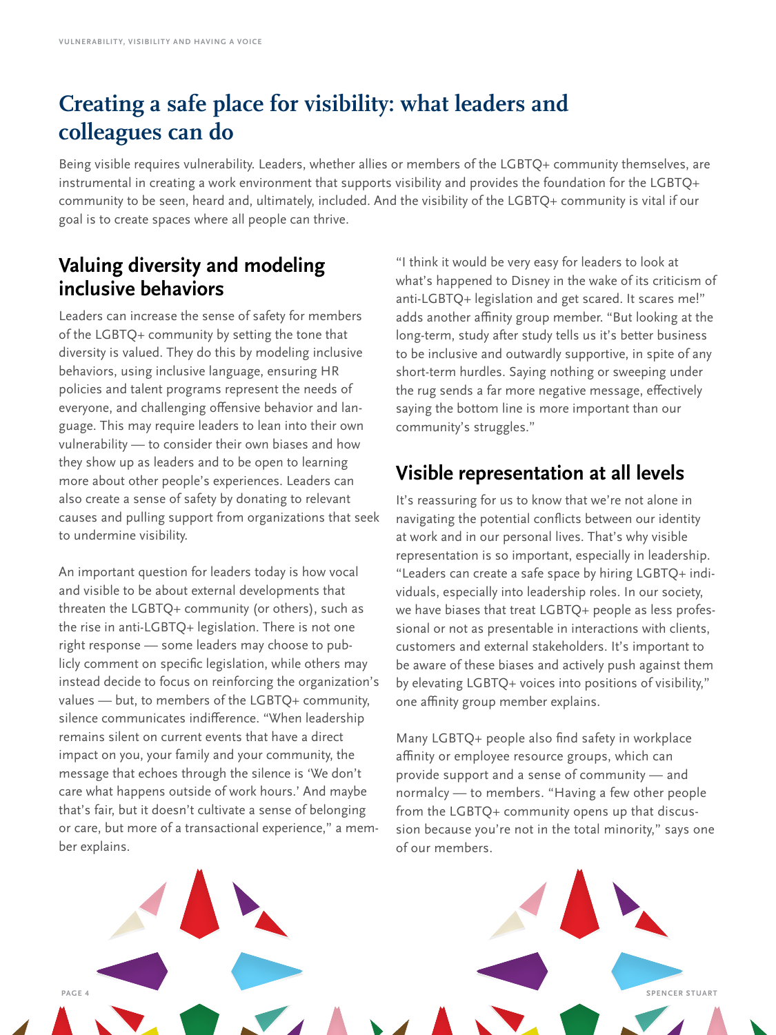# Creating a safe place for visibility: what leaders and colleagues can do

Being visible requires vulnerability. Leaders, whether allies or members of the LGBTQ+ community themselves, are instrumental in creating a work environment that supports visibility and provides the foundation for the LGBTQ+ community to be seen, heard and, ultimately, included. And the visibility of the LGBTQ+ community is vital if our goal is to create spaces where all people can thrive.

## Valuing diversity and modeling inclusive behaviors

Leaders can increase the sense of safety for members of the LGBTQ+ community by setting the tone that diversity is valued. They do this by modeling inclusive behaviors, using inclusive language, ensuring HR policies and talent programs represent the needs of everyone, and challenging offensive behavior and language. This may require leaders to lean into their own vulnerability — to consider their own biases and how they show up as leaders and to be open to learning more about other people's experiences. Leaders can also create a sense of safety by donating to relevant causes and pulling support from organizations that seek to undermine visibility.

An important question for leaders today is how vocal and visible to be about external developments that threaten the LGBTQ+ community (or others), such as the rise in anti-LGBTQ+ legislation. There is not one right response — some leaders may choose to publicly comment on specific legislation, while others may instead decide to focus on reinforcing the organization's values — but, to members of the LGBTQ+ community, silence communicates indifference. "When leadership remains silent on current events that have a direct impact on you, your family and your community, the message that echoes through the silence is 'We don't care what happens outside of work hours.' And maybe that's fair, but it doesn't cultivate a sense of belonging or care, but more of a transactional experience," a member explains.

"I think it would be very easy for leaders to look at what's happened to Disney in the wake of its criticism of anti-LGBTQ+ legislation and get scared. It scares me!" adds another affinity group member. "But looking at the long-term, study after study tells us it's better business to be inclusive and outwardly supportive, in spite of any short-term hurdles. Saying nothing or sweeping under the rug sends a far more negative message, effectively saying the bottom line is more important than our community's struggles."

## Visible representation at all levels

It's reassuring for us to know that we're not alone in navigating the potential conflicts between our identity at work and in our personal lives. That's why visible representation is so important, especially in leadership. "Leaders can create a safe space by hiring LGBTQ+ individuals, especially into leadership roles. In our society, we have biases that treat LGBTQ+ people as less professional or not as presentable in interactions with clients, customers and external stakeholders. It's important to be aware of these biases and actively push against them by elevating LGBTQ+ voices into positions of visibility," one affinity group member explains.

Many LGBTQ+ people also find safety in workplace affinity or employee resource groups, which can provide support and a sense of community — and normalcy — to members. "Having a few other people from the LGBTQ+ community opens up that discussion because you're not in the total minority," says one of our members.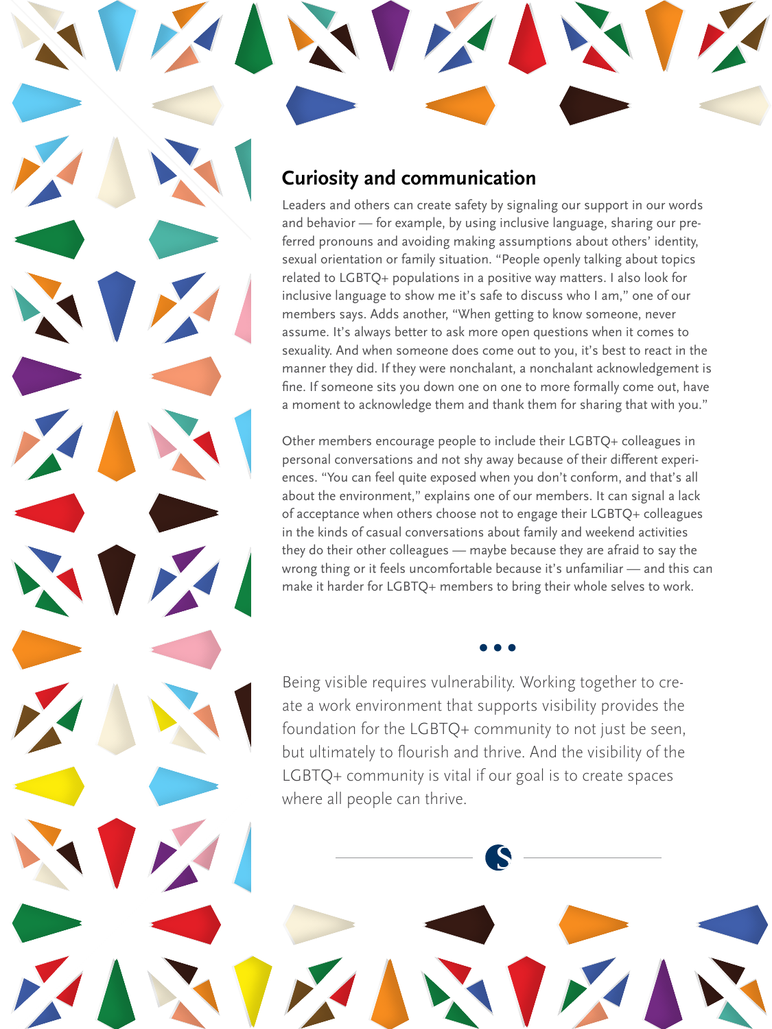## Curiosity and communication

Leaders and others can create safety by signaling our support in our words and behavior — for example, by using inclusive language, sharing our preferred pronouns and avoiding making assumptions about others' identity, sexual orientation or family situation. "People openly talking about topics related to LGBTQ+ populations in a positive way matters. I also look for inclusive language to show me it's safe to discuss who I am," one of our members says. Adds another, "When getting to know someone, never assume. It's always better to ask more open questions when it comes to sexuality. And when someone does come out to you, it's best to react in the manner they did. If they were nonchalant, a nonchalant acknowledgement is fine. If someone sits you down one on one to more formally come out, have a moment to acknowledge them and thank them for sharing that with you."

Other members encourage people to include their LGBTQ+ colleagues in personal conversations and not shy away because of their different experiences. "You can feel quite exposed when you don't conform, and that's all about the environment," explains one of our members. It can signal a lack of acceptance when others choose not to engage their LGBTQ+ colleagues in the kinds of casual conversations about family and weekend activities they do their other colleagues — maybe because they are afraid to say the wrong thing or it feels uncomfortable because it's unfamiliar — and this can make it harder for LGBTQ+ members to bring their whole selves to work.

• • •

Being visible requires vulnerability. Working together to create a work environment that supports visibility provides the foundation for the LGBTQ+ community to not just be seen, but ultimately to flourish and thrive. And the visibility of the LGBTQ+ community is vital if our goal is to create spaces where all people can thrive.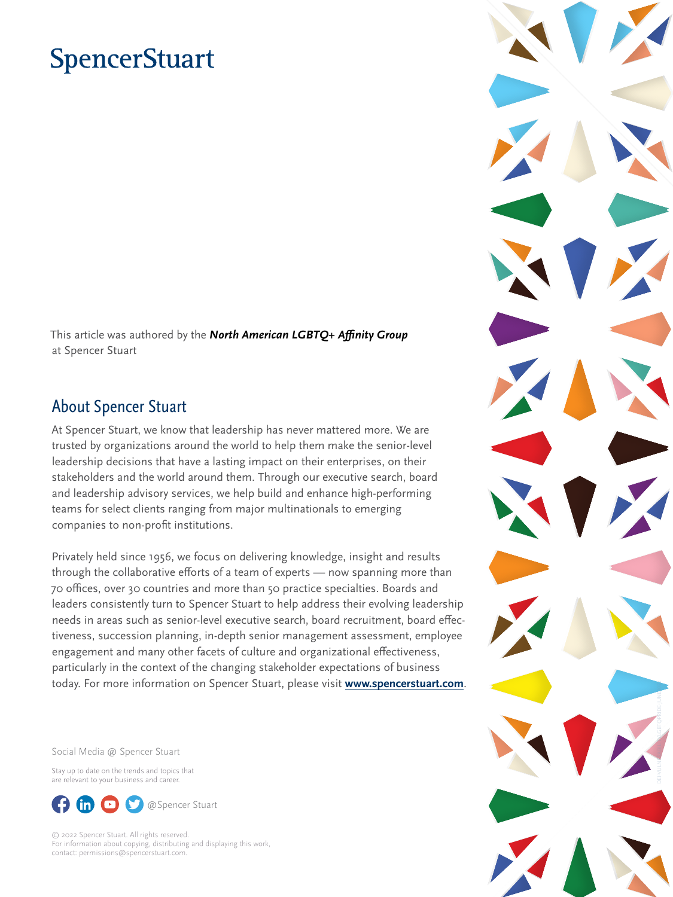# SpencerStuart

This article was authored by the ***North American LGBTQ+ Affinity Group*** at Spencer Stuart

## About Spencer Stuart

At Spencer Stuart, we know that leadership has never mattered more. We are trusted by organizations around the world to help them make the senior-level leadership decisions that have a lasting impact on their enterprises, on their stakeholders and the world around them. Through our executive search, board and leadership advisory services, we help build and enhance high-performing teams for select clients ranging from major multinationals to emerging companies to non-profit institutions.

Privately held since 1956, we focus on delivering knowledge, insight and results through the collaborative efforts of a team of experts — now spanning more than 70 offices, over 30 countries and more than 50 practice specialties. Boards and leaders consistently turn to Spencer Stuart to help address their evolving leadership needs in areas such as senior-level executive search, board recruitment, board effectiveness, succession planning, in-depth senior management assessment, employee engagement and many other facets of culture and organizational effectiveness, particularly in the context of the changing stakeholder expectations of business today. For more information on Spencer Stuart, please visit **www.spencerstuart.com**.

Social Media @ Spencer Stuart

Stay up to date on the trends and topics that are relevant to your business and career.

@Spencer Stuart

© 2022 Spencer Stuart. All rights reserved.
For information about copying, distributing and displaying this work, contact: permissions@spencerstuart.com.